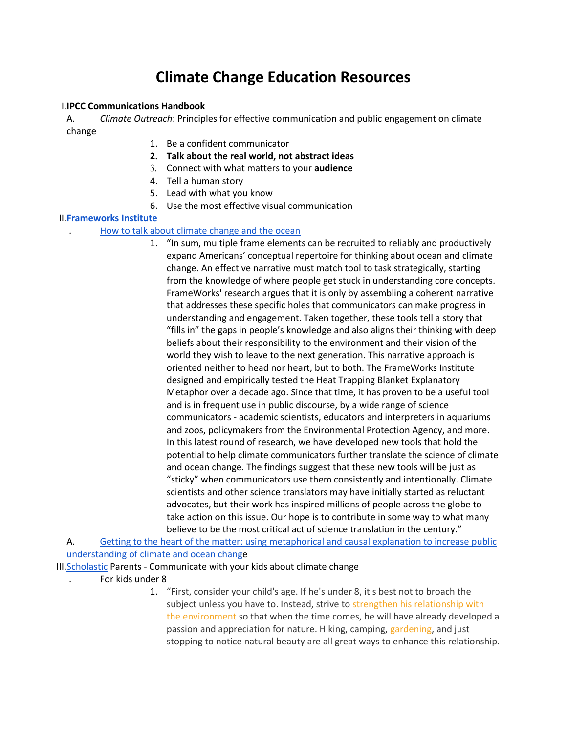# Climate Change Education Resources

I. **IPCC Communications Handbook**

A. *Climate Outreach*: Principles for effective communication and public engagement on climate change

1. Be a confident communicator
2. **Talk about the real world, not abstract ideas**
3. Connect with what matters to your **audience**
4. Tell a human story
5. Lead with what you know
6. Use the most effective visual communication

II. **Frameworks Institute**

. How to talk about climate change and the ocean

1. "In sum, multiple frame elements can be recruited to reliably and productively expand Americans' conceptual repertoire for thinking about ocean and climate change. An effective narrative must match tool to task strategically, starting from the knowledge of where people get stuck in understanding core concepts. FrameWorks' research argues that it is only by assembling a coherent narrative that addresses these specific holes that communicators can make progress in understanding and engagement. Taken together, these tools tell a story that "fills in" the gaps in people's knowledge and also aligns their thinking with deep beliefs about their responsibility to the environment and their vision of the world they wish to leave to the next generation. This narrative approach is oriented neither to head nor heart, but to both. The FrameWorks Institute designed and empirically tested the Heat Trapping Blanket Explanatory Metaphor over a decade ago. Since that time, it has proven to be a useful tool and is in frequent use in public discourse, by a wide range of science communicators - academic scientists, educators and interpreters in aquariums and zoos, policymakers from the Environmental Protection Agency, and more. In this latest round of research, we have developed new tools that hold the potential to help climate communicators further translate the science of climate and ocean change. The findings suggest that these new tools will be just as "sticky" when communicators use them consistently and intentionally. Climate scientists and other science translators may have initially started as reluctant advocates, but their work has inspired millions of people across the globe to take action on this issue. Our hope is to contribute in some way to what many believe to be the most critical act of science translation in the century."

A. Getting to the heart of the matter: using metaphorical and causal explanation to increase public understanding of climate and ocean change

III. Scholastic Parents - Communicate with your kids about climate change

. For kids under 8

1. "First, consider your child's age. If he's under 8, it's best not to broach the subject unless you have to. Instead, strive to strengthen his relationship with the environment so that when the time comes, he will have already developed a passion and appreciation for nature. Hiking, camping, gardening, and just stopping to notice natural beauty are all great ways to enhance this relationship.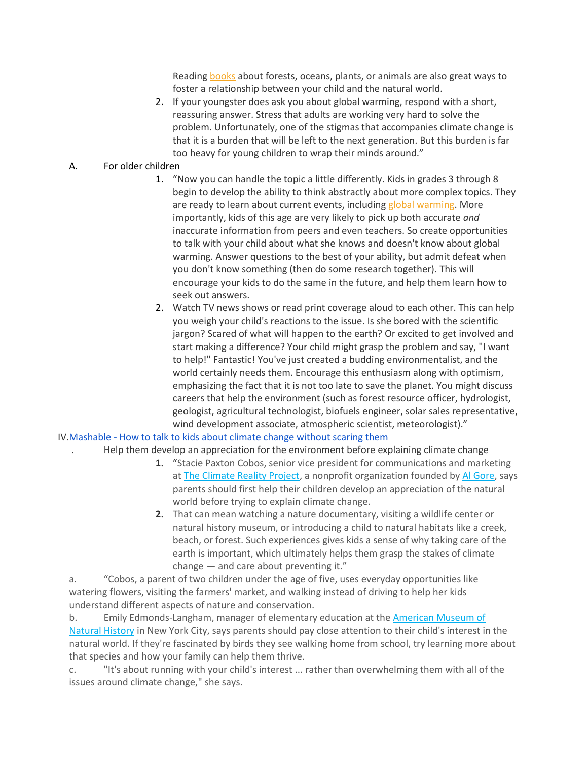Reading books about forests, oceans, plants, or animals are also great ways to foster a relationship between your child and the natural world.

2. If your youngster does ask you about global warming, respond with a short, reassuring answer. Stress that adults are working very hard to solve the problem. Unfortunately, one of the stigmas that accompanies climate change is that it is a burden that will be left to the next generation. But this burden is far too heavy for young children to wrap their minds around."

A. For older children

1. "Now you can handle the topic a little differently. Kids in grades 3 through 8 begin to develop the ability to think abstractly about more complex topics. They are ready to learn about current events, including global warming. More importantly, kids of this age are very likely to pick up both accurate *and* inaccurate information from peers and even teachers. So create opportunities to talk with your child about what she knows and doesn't know about global warming. Answer questions to the best of your ability, but admit defeat when you don't know something (then do some research together). This will encourage your kids to do the same in the future, and help them learn how to seek out answers.
2. Watch TV news shows or read print coverage aloud to each other. This can help you weigh your child's reactions to the issue. Is she bored with the scientific jargon? Scared of what will happen to the earth? Or excited to get involved and start making a difference? Your child might grasp the problem and say, "I want to help!" Fantastic! You've just created a budding environmentalist, and the world certainly needs them. Encourage this enthusiasm along with optimism, emphasizing the fact that it is not too late to save the planet. You might discuss careers that help the environment (such as forest resource officer, hydrologist, geologist, agricultural technologist, biofuels engineer, solar sales representative, wind development associate, atmospheric scientist, meteorologist)."

IV. Mashable - How to talk to kids about climate change without scaring them

. Help them develop an appreciation for the environment before explaining climate change

1. "Stacie Paxton Cobos, senior vice president for communications and marketing at The Climate Reality Project, a nonprofit organization founded by Al Gore, says parents should first help their children develop an appreciation of the natural world before trying to explain climate change.
2. That can mean watching a nature documentary, visiting a wildlife center or natural history museum, or introducing a child to natural habitats like a creek, beach, or forest. Such experiences gives kids a sense of why taking care of the earth is important, which ultimately helps them grasp the stakes of climate change — and care about preventing it."

a. "Cobos, a parent of two children under the age of five, uses everyday opportunities like watering flowers, visiting the farmers' market, and walking instead of driving to help her kids understand different aspects of nature and conservation.

b. Emily Edmonds-Langham, manager of elementary education at the American Museum of Natural History in New York City, says parents should pay close attention to their child's interest in the natural world. If they're fascinated by birds they see walking home from school, try learning more about that species and how your family can help them thrive.

c. "It's about running with your child's interest ... rather than overwhelming them with all of the issues around climate change," she says.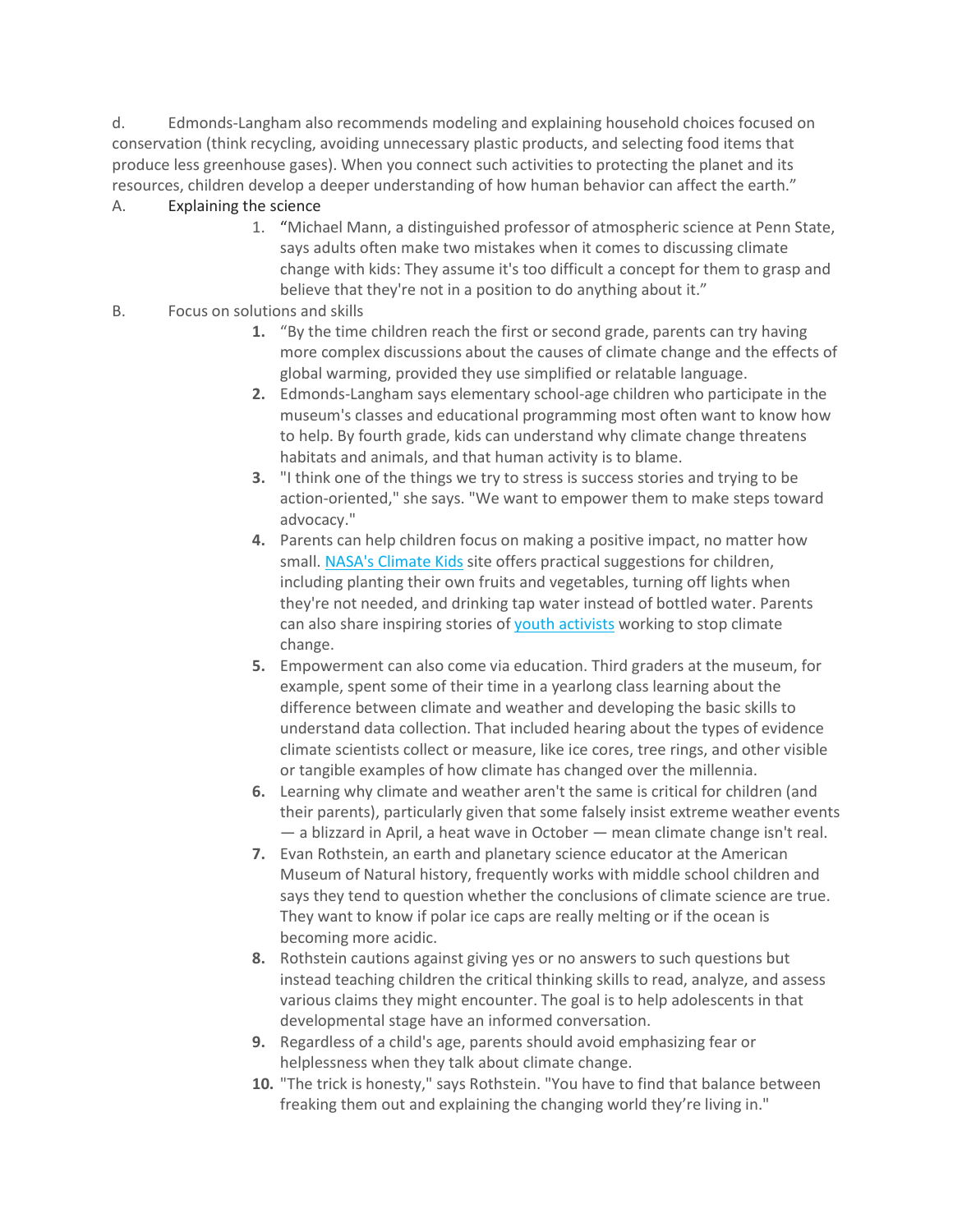d. Edmonds-Langham also recommends modeling and explaining household choices focused on conservation (think recycling, avoiding unnecessary plastic products, and selecting food items that produce less greenhouse gases). When you connect such activities to protecting the planet and its resources, children develop a deeper understanding of how human behavior can affect the earth."

A. Explaining the science

1. "Michael Mann, a distinguished professor of atmospheric science at Penn State, says adults often make two mistakes when it comes to discussing climate change with kids: They assume it's too difficult a concept for them to grasp and believe that they're not in a position to do anything about it."

B. Focus on solutions and skills

1. "By the time children reach the first or second grade, parents can try having more complex discussions about the causes of climate change and the effects of global warming, provided they use simplified or relatable language.
2. Edmonds-Langham says elementary school-age children who participate in the museum's classes and educational programming most often want to know how to help. By fourth grade, kids can understand why climate change threatens habitats and animals, and that human activity is to blame.
3. "I think one of the things we try to stress is success stories and trying to be action-oriented," she says. "We want to empower them to make steps toward advocacy."
4. Parents can help children focus on making a positive impact, no matter how small. NASA's Climate Kids site offers practical suggestions for children, including planting their own fruits and vegetables, turning off lights when they're not needed, and drinking tap water instead of bottled water. Parents can also share inspiring stories of youth activists working to stop climate change.
5. Empowerment can also come via education. Third graders at the museum, for example, spent some of their time in a yearlong class learning about the difference between climate and weather and developing the basic skills to understand data collection. That included hearing about the types of evidence climate scientists collect or measure, like ice cores, tree rings, and other visible or tangible examples of how climate has changed over the millennia.
6. Learning why climate and weather aren't the same is critical for children (and their parents), particularly given that some falsely insist extreme weather events — a blizzard in April, a heat wave in October — mean climate change isn't real.
7. Evan Rothstein, an earth and planetary science educator at the American Museum of Natural history, frequently works with middle school children and says they tend to question whether the conclusions of climate science are true. They want to know if polar ice caps are really melting or if the ocean is becoming more acidic.
8. Rothstein cautions against giving yes or no answers to such questions but instead teaching children the critical thinking skills to read, analyze, and assess various claims they might encounter. The goal is to help adolescents in that developmental stage have an informed conversation.
9. Regardless of a child's age, parents should avoid emphasizing fear or helplessness when they talk about climate change.
10. "The trick is honesty," says Rothstein. "You have to find that balance between freaking them out and explaining the changing world they're living in."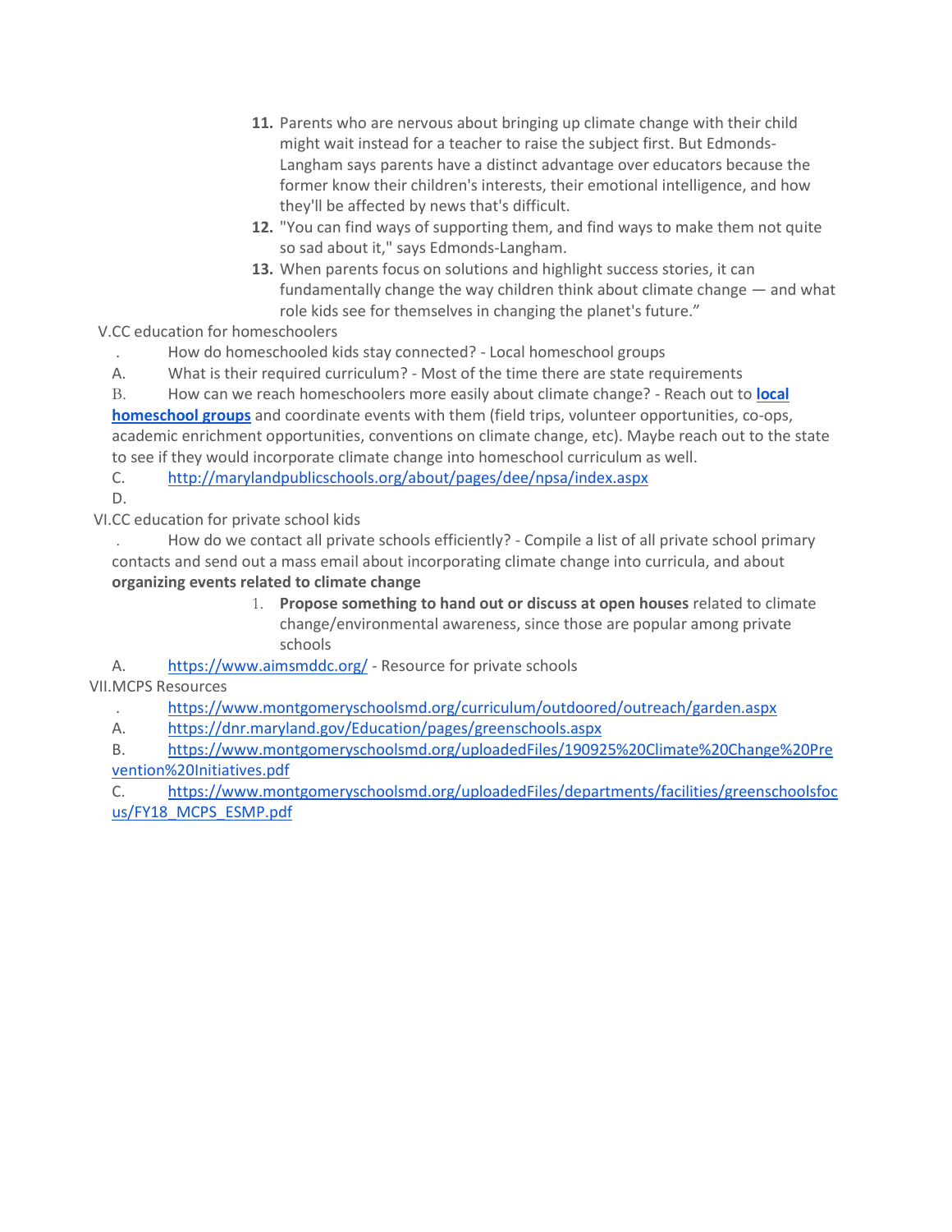11. Parents who are nervous about bringing up climate change with their child might wait instead for a teacher to raise the subject first. But Edmonds-Langham says parents have a distinct advantage over educators because the former know their children's interests, their emotional intelligence, and how they'll be affected by news that's difficult.
12. "You can find ways of supporting them, and find ways to make them not quite so sad about it," says Edmonds-Langham.
13. When parents focus on solutions and highlight success stories, it can fundamentally change the way children think about climate change — and what role kids see for themselves in changing the planet's future."

V. CC education for homeschoolers

- . How do homeschooled kids stay connected? - Local homeschool groups
- A. What is their required curriculum? - Most of the time there are state requirements
- B. How can we reach homeschoolers more easily about climate change? - Reach out to **local homeschool groups** and coordinate events with them (field trips, volunteer opportunities, co-ops, academic enrichment opportunities, conventions on climate change, etc). Maybe reach out to the state to see if they would incorporate climate change into homeschool curriculum as well.
- C. http://marylandpublicschools.org/about/pages/dee/npsa/index.aspx
- D.

VI. CC education for private school kids

- . How do we contact all private schools efficiently? - Compile a list of all private school primary contacts and send out a mass email about incorporating climate change into curricula, and about **organizing events related to climate change**
  1. **Propose something to hand out or discuss at open houses** related to climate change/environmental awareness, since those are popular among private schools
- A. https://www.aimsmddc.org/ - Resource for private schools

VII. MCPS Resources

- . https://www.montgomeryschoolsmd.org/curriculum/outdoored/outreach/garden.aspx
- A. https://dnr.maryland.gov/Education/pages/greenschools.aspx
- B. https://www.montgomeryschoolsmd.org/uploadedFiles/190925%20Climate%20Change%20Prevention%20Initiatives.pdf
- C. https://www.montgomeryschoolsmd.org/uploadedFiles/departments/facilities/greenschoolsfocus/FY18_MCPS_ESMP.pdf